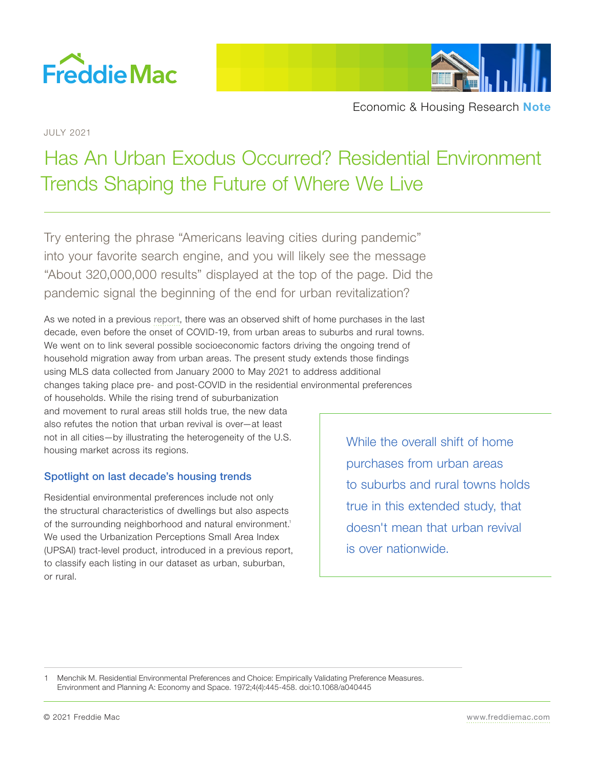Economic & Housing Research **Note**

JULY 2021

# Has An Urban Exodus Occurred? Residential Environment Trends Shaping the Future of Where We Live

Try entering the phrase "Americans leaving cities during pandemic" into your favorite search engine, and you will likely see the message "About 320,000,000 results" displayed at the top of the page. Did the pandemic signal the beginning of the end for urban revitalization?

As we noted in a previous report, there was an observed shift of home purchases in the last decade, even before the onset of COVID-19, from urban areas to suburbs and rural towns. We went on to link several possible socioeconomic factors driving the ongoing trend of household migration away from urban areas. The present study extends those findings using MLS data collected from January 2000 to May 2021 to address additional changes taking place pre- and post-COVID in the residential environmental preferences of households. While the rising trend of suburbanization and movement to rural areas still holds true, the new data also refutes the notion that urban revival is over—at least not in all cities—by illustrating the heterogeneity of the U.S. housing market across its regions.

> While the overall shift of home purchases from urban areas to suburbs and rural towns holds true in this extended study, that doesn't mean that urban revival is over nationwide.

## Spotlight on last decade's housing trends

Residential environmental preferences include not only the structural characteristics of dwellings but also aspects of the surrounding neighborhood and natural environment.[1] We used the Urbanization Perceptions Small Area Index (UPSAI) tract-level product, introduced in a previous report, to classify each listing in our dataset as urban, suburban, or rural.

1 Menchik M. Residential Environmental Preferences and Choice: Empirically Validating Preference Measures. Environment and Planning A: Economy and Space. 1972;4(4):445-458. doi:10.1068/a040445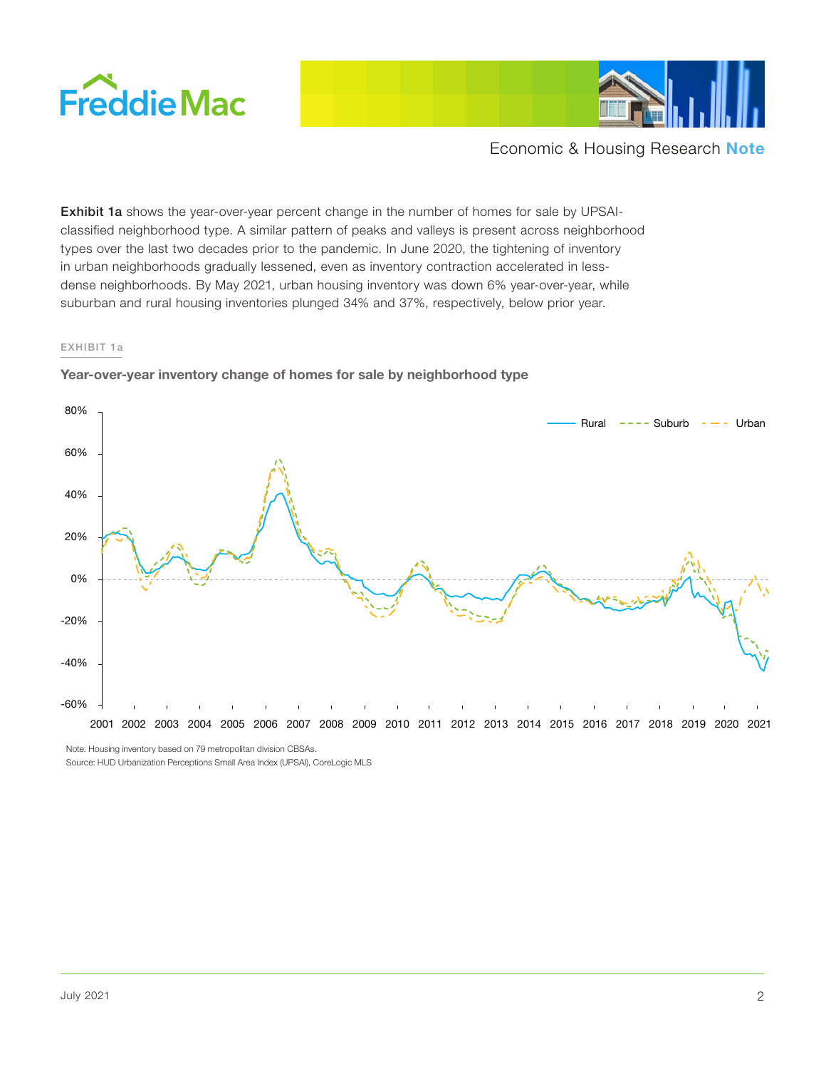**Exhibit 1a** shows the year-over-year percent change in the number of homes for sale by UPSAI-classified neighborhood type. A similar pattern of peaks and valleys is present across neighborhood types over the last two decades prior to the pandemic. In June 2020, the tightening of inventory in urban neighborhoods gradually lessened, even as inventory contraction accelerated in less-dense neighborhoods. By May 2021, urban housing inventory was down 6% year-over-year, while suburban and rural housing inventories plunged 34% and 37%, respectively, below prior year.

EXHIBIT 1a

**Year-over-year inventory change of homes for sale by neighborhood type**

Rural
Suburb
Urban

80%
60%
40%
20%
0%
-20%
-40%
-60%

2001 2002 2003 2004 2005 2006 2007 2008 2009 2010 2011 2012 2013 2014 2015 2016 2017 2018 2019 2020 2021

Note: Housing inventory based on 79 metropolitan division CBSAs.
Source: HUD Urbanization Perceptions Small Area Index (UPSAI), CoreLogic MLS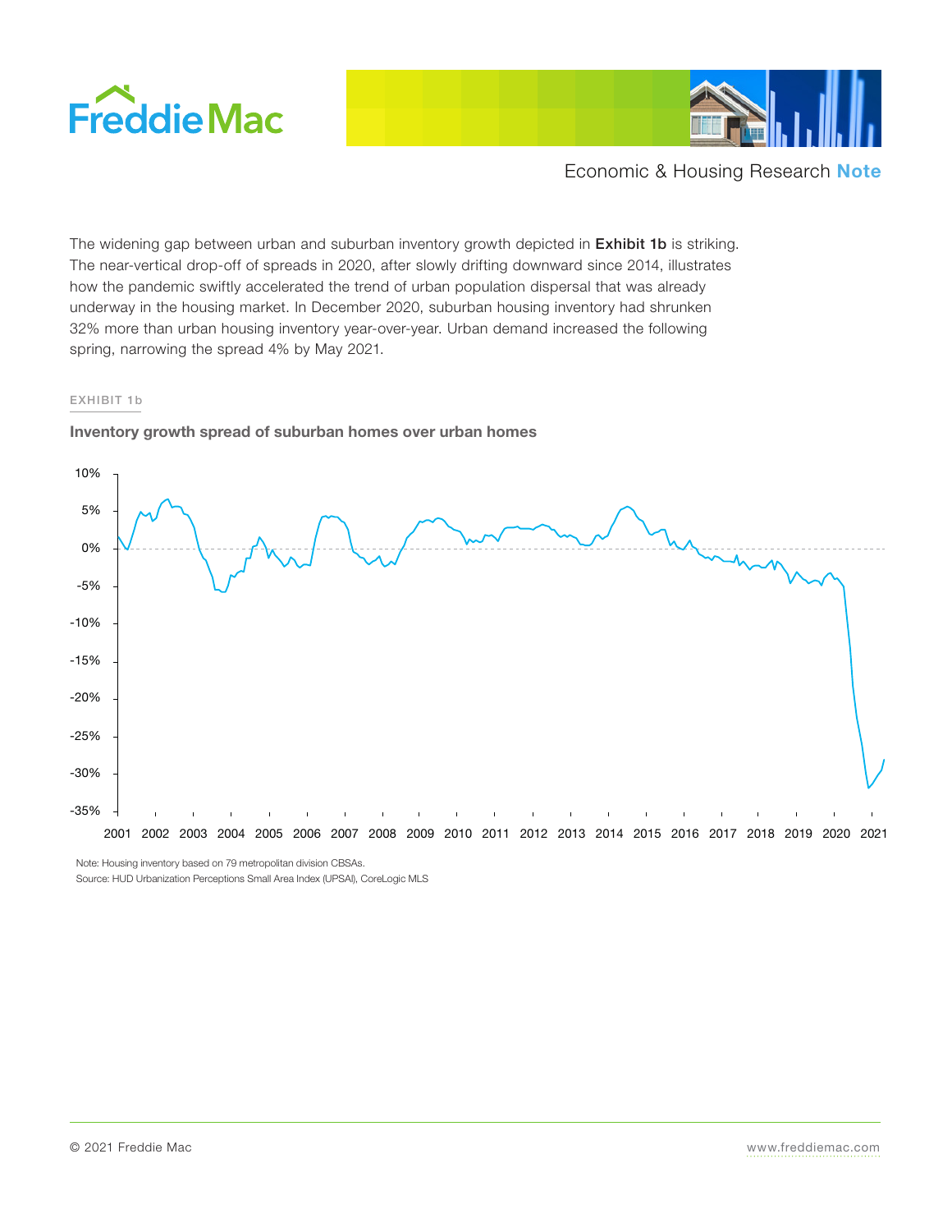The widening gap between urban and suburban inventory growth depicted in **Exhibit 1b** is striking. The near-vertical drop-off of spreads in 2020, after slowly drifting downward since 2014, illustrates how the pandemic swiftly accelerated the trend of urban population dispersal that was already underway in the housing market. In December 2020, suburban housing inventory had shrunken 32% more than urban housing inventory year-over-year. Urban demand increased the following spring, narrowing the spread 4% by May 2021.

EXHIBIT 1b

**Inventory growth spread of suburban homes over urban homes**

10%
5%
0%
-5%
-10%
-15%
-20%
-25%
-30%
-35%

2001 2002 2003 2004 2005 2006 2007 2008 2009 2010 2011 2012 2013 2014 2015 2016 2017 2018 2019 2020 2021

Note: Housing inventory based on 79 metropolitan division CBSAs.
Source: HUD Urbanization Perceptions Small Area Index (UPSAI), CoreLogic MLS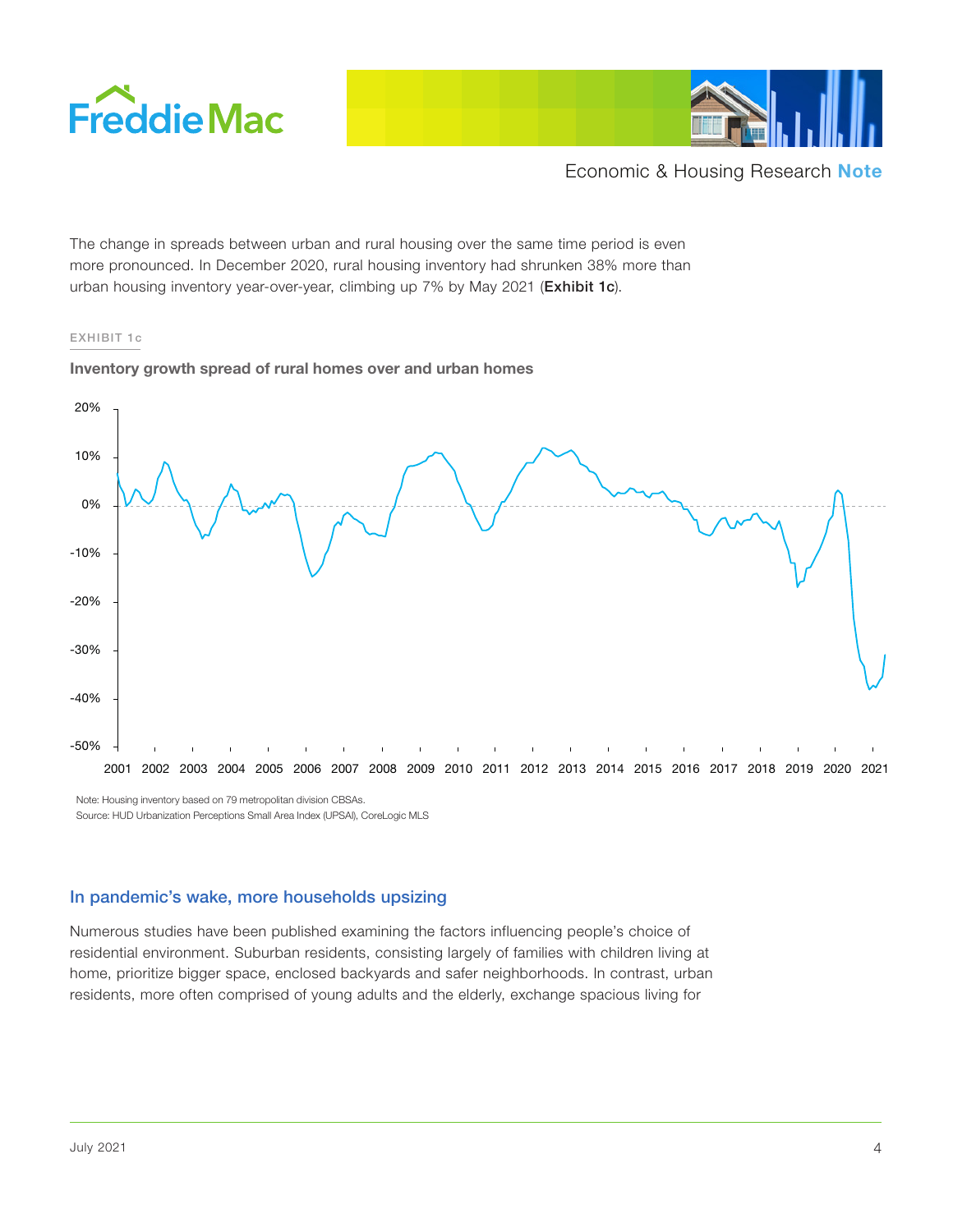The change in spreads between urban and rural housing over the same time period is even more pronounced. In December 2020, rural housing inventory had shrunken 38% more than urban housing inventory year-over-year, climbing up 7% by May 2021 (**Exhibit 1c**).

EXHIBIT 1c

**Inventory growth spread of rural homes over and urban homes**

20%
10%
0%
-10%
-20%
-30%
-40%
-50%

2001 2002 2003 2004 2005 2006 2007 2008 2009 2010 2011 2012 2013 2014 2015 2016 2017 2018 2019 2020 2021

Note: Housing inventory based on 79 metropolitan division CBSAs.
Source: HUD Urbanization Perceptions Small Area Index (UPSAI), CoreLogic MLS

## In pandemic's wake, more households upsizing

Numerous studies have been published examining the factors influencing people's choice of residential environment. Suburban residents, consisting largely of families with children living at home, prioritize bigger space, enclosed backyards and safer neighborhoods. In contrast, urban residents, more often comprised of young adults and the elderly, exchange spacious living for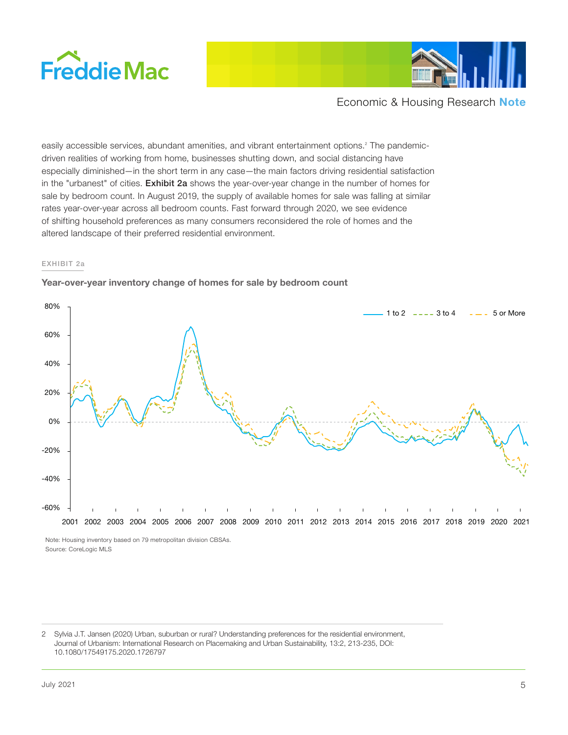easily accessible services, abundant amenities, and vibrant entertainment options.[2] The pandemic-driven realities of working from home, businesses shutting down, and social distancing have especially diminished—in the short term in any case—the main factors driving residential satisfaction in the "urbanest" of cities. **Exhibit 2a** shows the year-over-year change in the number of homes for sale by bedroom count. In August 2019, the supply of available homes for sale was falling at similar rates year-over-year across all bedroom counts. Fast forward through 2020, we see evidence of shifting household preferences as many consumers reconsidered the role of homes and the altered landscape of their preferred residential environment.

EXHIBIT 2a

**Year-over-year inventory change of homes for sale by bedroom count**

Note: Housing inventory based on 79 metropolitan division CBSAs.
Source: CoreLogic MLS

---

2 Sylvia J.T. Jansen (2020) Urban, suburban or rural? Understanding preferences for the residential environment, Journal of Urbanism: International Research on Placemaking and Urban Sustainability, 13:2, 213-235, DOI: 10.1080/17549175.2020.1726797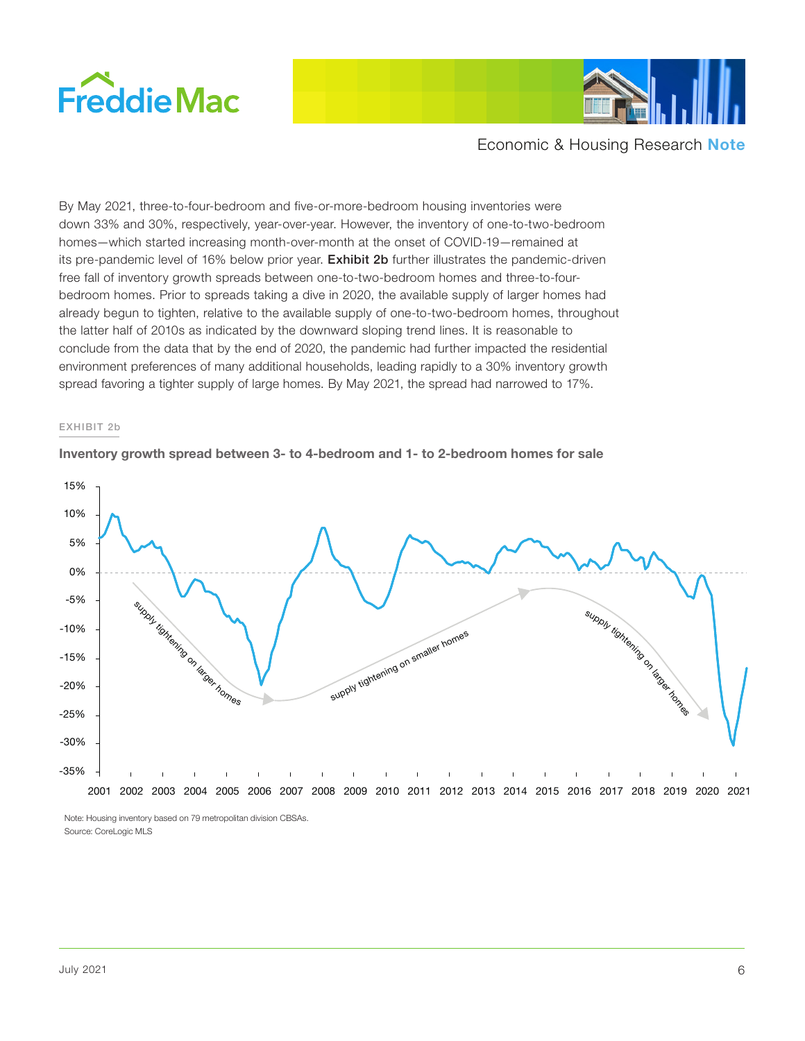By May 2021, three-to-four-bedroom and five-or-more-bedroom housing inventories were down 33% and 30%, respectively, year-over-year. However, the inventory of one-to-two-bedroom homes—which started increasing month-over-month at the onset of COVID-19—remained at its pre-pandemic level of 16% below prior year. **Exhibit 2b** further illustrates the pandemic-driven free fall of inventory growth spreads between one-to-two-bedroom homes and three-to-four-bedroom homes. Prior to spreads taking a dive in 2020, the available supply of larger homes had already begun to tighten, relative to the available supply of one-to-two-bedroom homes, throughout the latter half of 2010s as indicated by the downward sloping trend lines. It is reasonable to conclude from the data that by the end of 2020, the pandemic had further impacted the residential environment preferences of many additional households, leading rapidly to a 30% inventory growth spread favoring a tighter supply of large homes. By May 2021, the spread had narrowed to 17%.

EXHIBIT 2b

**Inventory growth spread between 3- to 4-bedroom and 1- to 2-bedroom homes for sale**

15%
10%
5%
0%
-5%
-10%
-15%
-20%
-25%
-30%
-35%

2001 2002 2003 2004 2005 2006 2007 2008 2009 2010 2011 2012 2013 2014 2015 2016 2017 2018 2019 2020 2021

supply tightening on larger homes

supply tightening on smaller homes

supply tightening on larger homes

Note: Housing inventory based on 79 metropolitan division CBSAs.
Source: CoreLogic MLS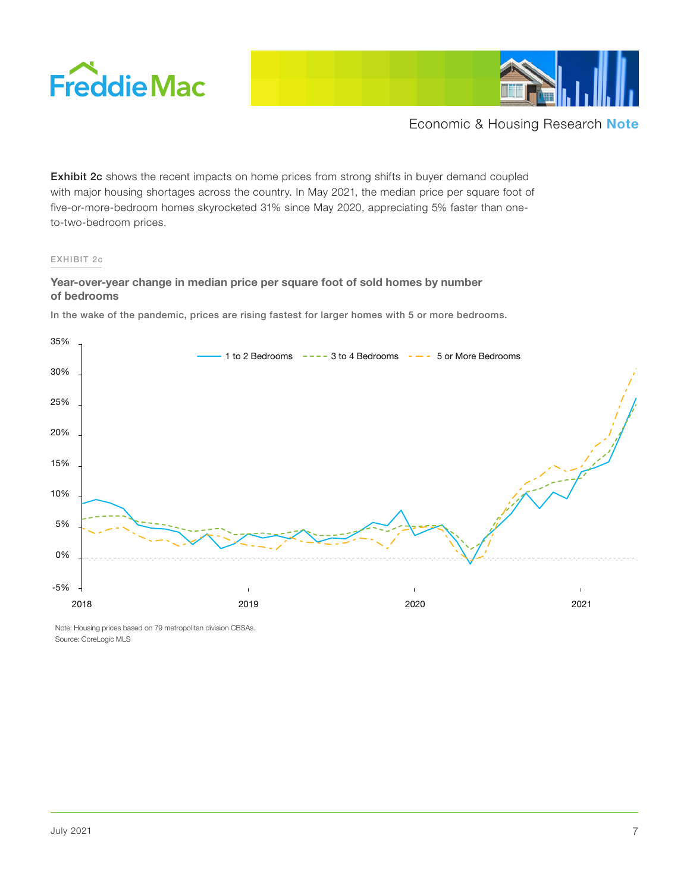**Exhibit 2c** shows the recent impacts on home prices from strong shifts in buyer demand coupled with major housing shortages across the country. In May 2021, the median price per square foot of five-or-more-bedroom homes skyrocketed 31% since May 2020, appreciating 5% faster than one-to-two-bedroom prices.

EXHIBIT 2c

### Year-over-year change in median price per square foot of sold homes by number of bedrooms

In the wake of the pandemic, prices are rising fastest for larger homes with 5 or more bedrooms.

35%
30%
25%
20%
15%
10%
5%
0%
-5%

2018
2019
2020
2021

1 to 2 Bedrooms
3 to 4 Bedrooms
5 or More Bedrooms

Note: Housing prices based on 79 metropolitan division CBSAs.
Source: CoreLogic MLS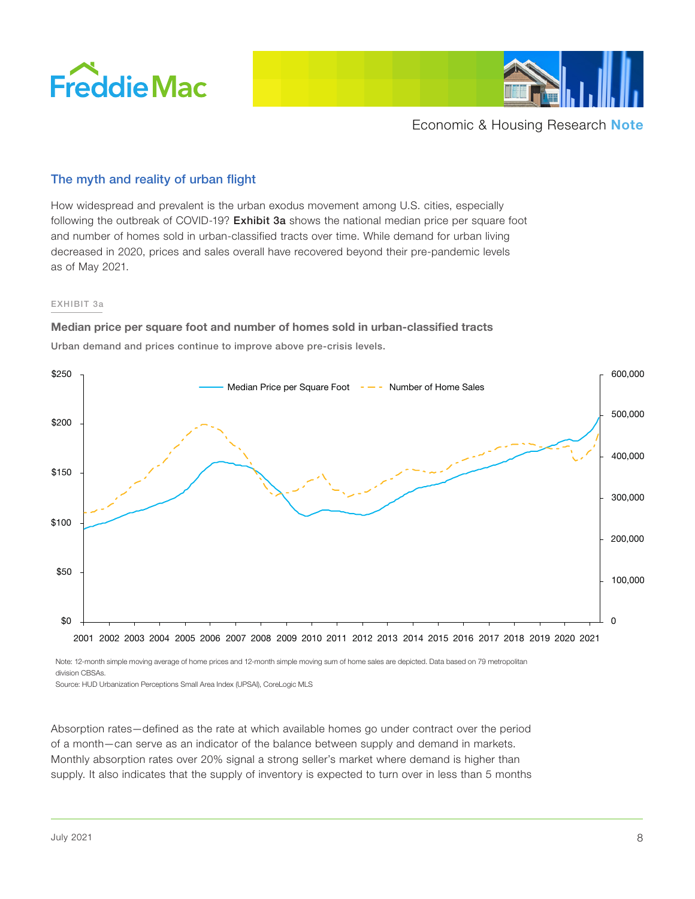## The myth and reality of urban flight

How widespread and prevalent is the urban exodus movement among U.S. cities, especially following the outbreak of COVID-19? **Exhibit 3a** shows the national median price per square foot and number of homes sold in urban-classified tracts over time. While demand for urban living decreased in 2020, prices and sales overall have recovered beyond their pre-pandemic levels as of May 2021.

EXHIBIT 3a

**Median price per square foot and number of homes sold in urban-classified tracts**

Urban demand and prices continue to improve above pre-crisis levels.

Median Price per Square Foot
Number of Home Sales

$250
$200
$150
$100
$50
$0

600,000
500,000
400,000
300,000
200,000
100,000
0

2001 2002 2003 2004 2005 2006 2007 2008 2009 2010 2011 2012 2013 2014 2015 2016 2017 2018 2019 2020 2021

Note: 12-month simple moving average of home prices and 12-month simple moving sum of home sales are depicted. Data based on 79 metropolitan division CBSAs.
Source: HUD Urbanization Perceptions Small Area Index (UPSAI), CoreLogic MLS

Absorption rates—defined as the rate at which available homes go under contract over the period of a month—can serve as an indicator of the balance between supply and demand in markets. Monthly absorption rates over 20% signal a strong seller's market where demand is higher than supply. It also indicates that the supply of inventory is expected to turn over in less than 5 months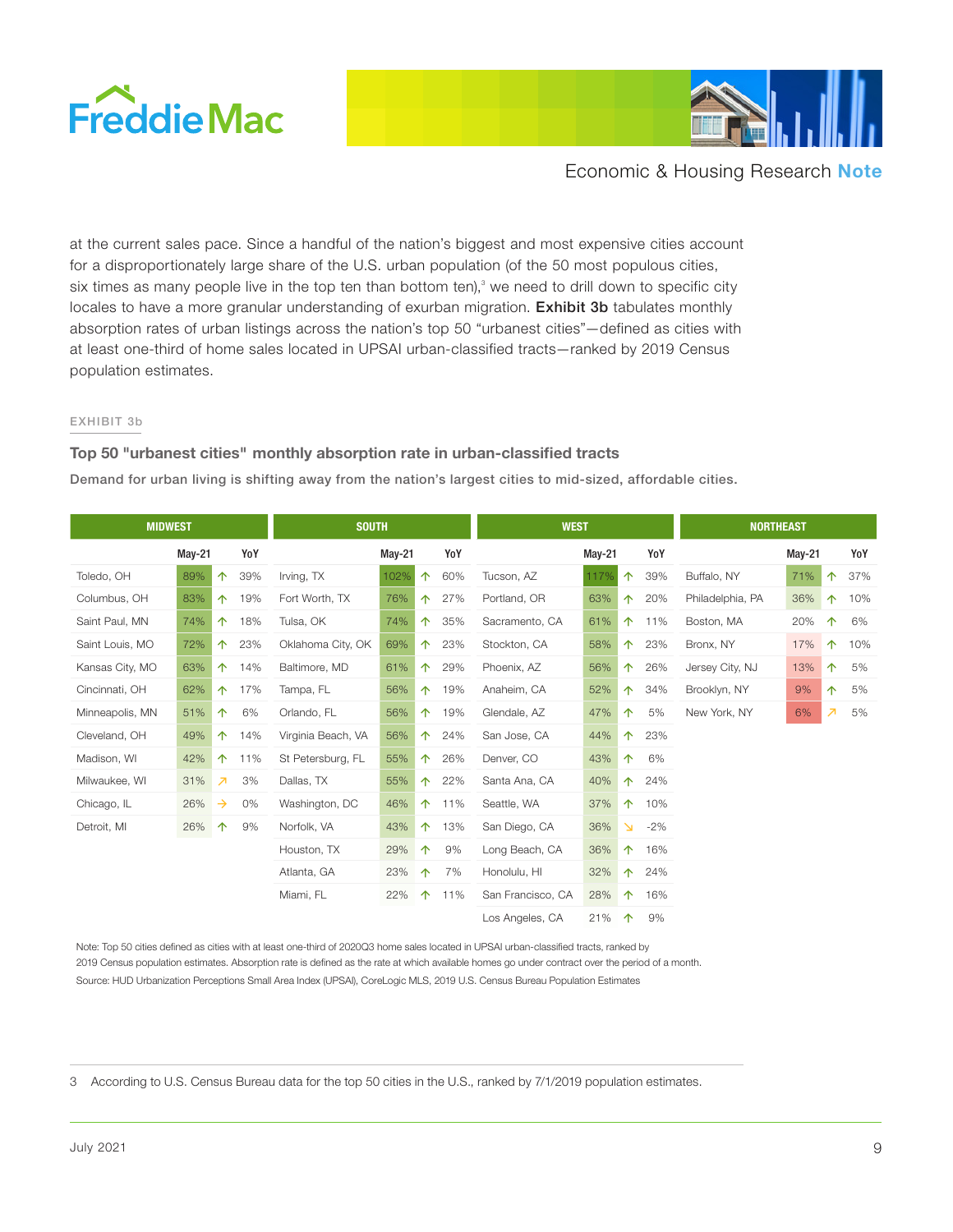at the current sales pace. Since a handful of the nation's biggest and most expensive cities account for a disproportionately large share of the U.S. urban population (of the 50 most populous cities, six times as many people live in the top ten than bottom ten),[3] we need to drill down to specific city locales to have a more granular understanding of exurban migration. **Exhibit 3b** tabulates monthly absorption rates of urban listings across the nation's top 50 "urbanest cities"—defined as cities with at least one-third of home sales located in UPSAI urban-classified tracts—ranked by 2019 Census population estimates.

EXHIBIT 3b

### Top 50 "urbanest cities" monthly absorption rate in urban-classified tracts

Demand for urban living is shifting away from the nation's largest cities to mid-sized, affordable cities.

| MIDWEST | | | SOUTH | | | WEST | | | NORTHEAST | | |
|---|---|---|---|---|---|---|---|---|---|---|---|
| | May-21 | YoY | | May-21 | YoY | | May-21 | YoY | | May-21 | YoY |
| Toledo, OH | 89% | ↑ 39% | Irving, TX | 102% | ↑ 60% | Tucson, AZ | 117% | ↑ 39% | Buffalo, NY | 71% | ↑ 37% |
| Columbus, OH | 83% | ↑ 19% | Fort Worth, TX | 76% | ↑ 27% | Portland, OR | 63% | ↑ 20% | Philadelphia, PA | 36% | ↑ 10% |
| Saint Paul, MN | 74% | ↑ 18% | Tulsa, OK | 74% | ↑ 35% | Sacramento, CA | 61% | ↑ 11% | Boston, MA | 20% | ↑ 6% |
| Saint Louis, MO | 72% | ↑ 23% | Oklahoma City, OK | 69% | ↑ 23% | Stockton, CA | 58% | ↑ 23% | Bronx, NY | 17% | ↑ 10% |
| Kansas City, MO | 63% | ↑ 14% | Baltimore, MD | 61% | ↑ 29% | Phoenix, AZ | 56% | ↑ 26% | Jersey City, NJ | 13% | ↑ 5% |
| Cincinnati, OH | 62% | ↑ 17% | Tampa, FL | 56% | ↑ 19% | Anaheim, CA | 52% | ↑ 34% | Brooklyn, NY | 9% | ↑ 5% |
| Minneapolis, MN | 51% | ↑ 6% | Orlando, FL | 56% | ↑ 19% | Glendale, AZ | 47% | ↑ 5% | New York, NY | 6% | ↗ 5% |
| Cleveland, OH | 49% | ↑ 14% | Virginia Beach, VA | 56% | ↑ 24% | San Jose, CA | 44% | ↑ 23% | | | |
| Madison, WI | 42% | ↑ 11% | St Petersburg, FL | 55% | ↑ 26% | Denver, CO | 43% | ↑ 6% | | | |
| Milwaukee, WI | 31% | ↗ 3% | Dallas, TX | 55% | ↑ 22% | Santa Ana, CA | 40% | ↑ 24% | | | |
| Chicago, IL | 26% | → 0% | Washington, DC | 46% | ↑ 11% | Seattle, WA | 37% | ↑ 10% | | | |
| Detroit, MI | 26% | ↑ 9% | Norfolk, VA | 43% | ↑ 13% | San Diego, CA | 36% | ↘ -2% | | | |
| | | | Houston, TX | 29% | ↑ 9% | Long Beach, CA | 36% | ↑ 16% | | | |
| | | | Atlanta, GA | 23% | ↑ 7% | Honolulu, HI | 32% | ↑ 24% | | | |
| | | | Miami, FL | 22% | ↑ 11% | San Francisco, CA | 28% | ↑ 16% | | | |
| | | | | | | Los Angeles, CA | 21% | ↑ 9% | | | |

Note: Top 50 cities defined as cities with at least one-third of 2020Q3 home sales located in UPSAI urban-classified tracts, ranked by 2019 Census population estimates. Absorption rate is defined as the rate at which available homes go under contract over the period of a month.
Source: HUD Urbanization Perceptions Small Area Index (UPSAI), CoreLogic MLS, 2019 U.S. Census Bureau Population Estimates

3 According to U.S. Census Bureau data for the top 50 cities in the U.S., ranked by 7/1/2019 population estimates.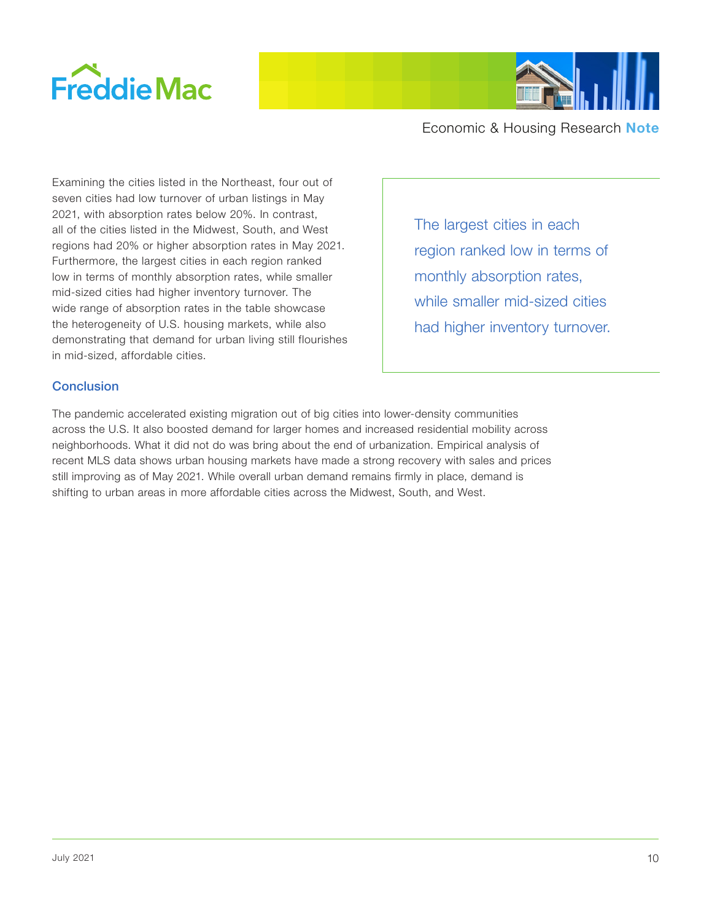Examining the cities listed in the Northeast, four out of seven cities had low turnover of urban listings in May 2021, with absorption rates below 20%. In contrast, all of the cities listed in the Midwest, South, and West regions had 20% or higher absorption rates in May 2021. Furthermore, the largest cities in each region ranked low in terms of monthly absorption rates, while smaller mid-sized cities had higher inventory turnover. The wide range of absorption rates in the table showcase the heterogeneity of U.S. housing markets, while also demonstrating that demand for urban living still flourishes in mid-sized, affordable cities.

> The largest cities in each region ranked low in terms of monthly absorption rates, while smaller mid-sized cities had higher inventory turnover.

## Conclusion

The pandemic accelerated existing migration out of big cities into lower-density communities across the U.S. It also boosted demand for larger homes and increased residential mobility across neighborhoods. What it did not do was bring about the end of urbanization. Empirical analysis of recent MLS data shows urban housing markets have made a strong recovery with sales and prices still improving as of May 2021. While overall urban demand remains firmly in place, demand is shifting to urban areas in more affordable cities across the Midwest, South, and West.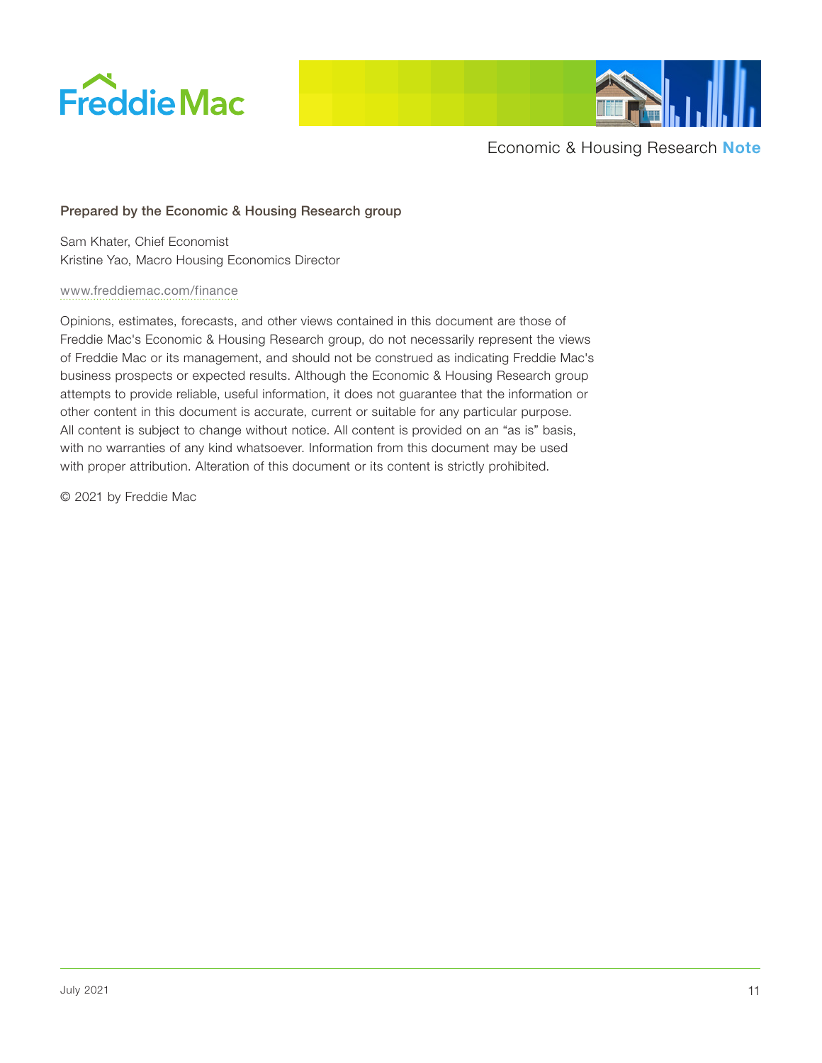**Prepared by the Economic & Housing Research group**

Sam Khater, Chief Economist
Kristine Yao, Macro Housing Economics Director

www.freddiemac.com/finance

Opinions, estimates, forecasts, and other views contained in this document are those of Freddie Mac's Economic & Housing Research group, do not necessarily represent the views of Freddie Mac or its management, and should not be construed as indicating Freddie Mac's business prospects or expected results. Although the Economic & Housing Research group attempts to provide reliable, useful information, it does not guarantee that the information or other content in this document is accurate, current or suitable for any particular purpose. All content is subject to change without notice. All content is provided on an "as is" basis, with no warranties of any kind whatsoever. Information from this document may be used with proper attribution. Alteration of this document or its content is strictly prohibited.

© 2021 by Freddie Mac